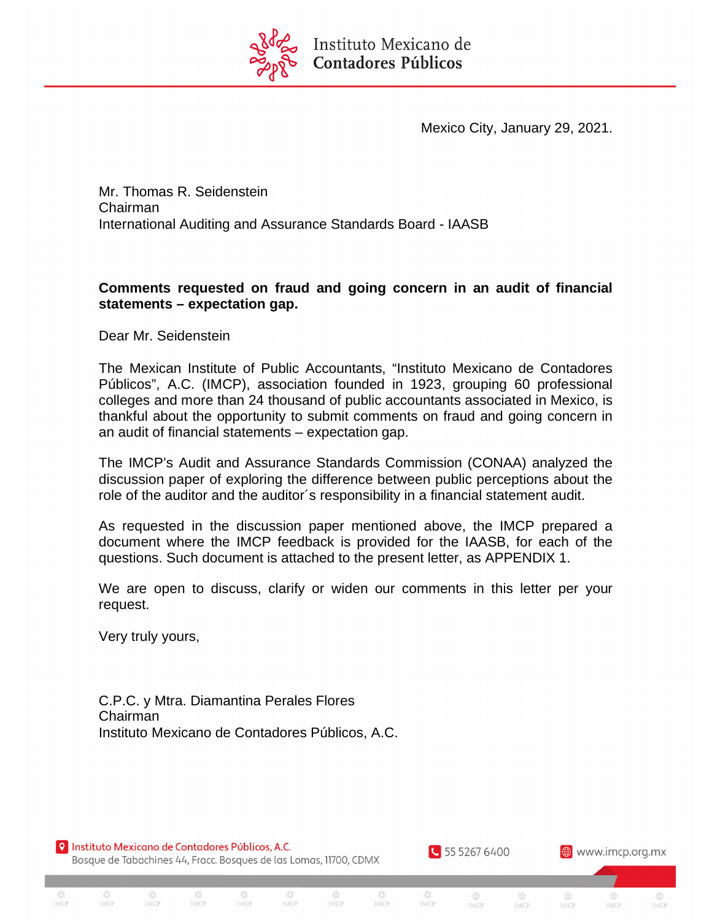Mexico City, January 29, 2021.

Mr. Thomas R. Seidenstein
Chairman
International Auditing and Assurance Standards Board - IAASB

**Comments requested on fraud and going concern in an audit of financial statements – expectation gap.**

Dear Mr. Seidenstein

The Mexican Institute of Public Accountants, "Instituto Mexicano de Contadores Públicos", A.C. (IMCP), association founded in 1923, grouping 60 professional colleges and more than 24 thousand of public accountants associated in Mexico, is thankful about the opportunity to submit comments on fraud and going concern in an audit of financial statements – expectation gap.

The IMCP's Audit and Assurance Standards Commission (CONAA) analyzed the discussion paper of exploring the difference between public perceptions about the role of the auditor and the auditor´s responsibility in a financial statement audit.

As requested in the discussion paper mentioned above, the IMCP prepared a document where the IMCP feedback is provided for the IAASB, for each of the questions. Such document is attached to the present letter, as APPENDIX 1.

We are open to discuss, clarify or widen our comments in this letter per your request.

Very truly yours,

C.P.C. y Mtra. Diamantina Perales Flores
Chairman
Instituto Mexicano de Contadores Públicos, A.C.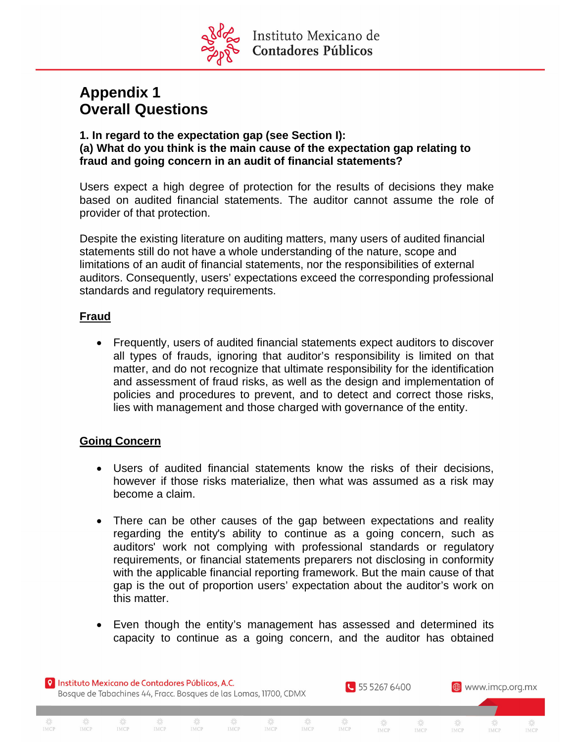# Appendix 1
# Overall Questions

**1. In regard to the expectation gap (see Section I):**
**(a) What do you think is the main cause of the expectation gap relating to fraud and going concern in an audit of financial statements?**

Users expect a high degree of protection for the results of decisions they make based on audited financial statements. The auditor cannot assume the role of provider of that protection.

Despite the existing literature on auditing matters, many users of audited financial statements still do not have a whole understanding of the nature, scope and limitations of an audit of financial statements, nor the responsibilities of external auditors. Consequently, users' expectations exceed the corresponding professional standards and regulatory requirements.

**Fraud**

- Frequently, users of audited financial statements expect auditors to discover all types of frauds, ignoring that auditor's responsibility is limited on that matter, and do not recognize that ultimate responsibility for the identification and assessment of fraud risks, as well as the design and implementation of policies and procedures to prevent, and to detect and correct those risks, lies with management and those charged with governance of the entity.

**Going Concern**

- Users of audited financial statements know the risks of their decisions, however if those risks materialize, then what was assumed as a risk may become a claim.

- There can be other causes of the gap between expectations and reality regarding the entity's ability to continue as a going concern, such as auditors' work not complying with professional standards or regulatory requirements, or financial statements preparers not disclosing in conformity with the applicable financial reporting framework. But the main cause of that gap is the out of proportion users' expectation about the auditor's work on this matter.

- Even though the entity's management has assessed and determined its capacity to continue as a going concern, and the auditor has obtained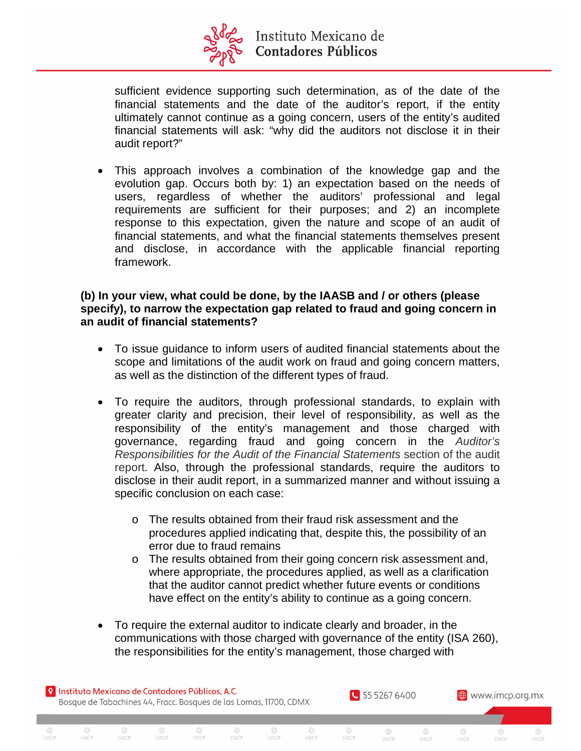sufficient evidence supporting such determination, as of the date of the financial statements and the date of the auditor's report, if the entity ultimately cannot continue as a going concern, users of the entity's audited financial statements will ask: "why did the auditors not disclose it in their audit report?"

- This approach involves a combination of the knowledge gap and the evolution gap. Occurs both by: 1) an expectation based on the needs of users, regardless of whether the auditors' professional and legal requirements are sufficient for their purposes; and 2) an incomplete response to this expectation, given the nature and scope of an audit of financial statements, and what the financial statements themselves present and disclose, in accordance with the applicable financial reporting framework.

**(b) In your view, what could be done, by the IAASB and / or others (please specify), to narrow the expectation gap related to fraud and going concern in an audit of financial statements?**

- To issue guidance to inform users of audited financial statements about the scope and limitations of the audit work on fraud and going concern matters, as well as the distinction of the different types of fraud.

- To require the auditors, through professional standards, to explain with greater clarity and precision, their level of responsibility, as well as the responsibility of the entity's management and those charged with governance, regarding fraud and going concern in the *Auditor's Responsibilities for the Audit of the Financial Statements* section of the audit report. Also, through the professional standards, require the auditors to disclose in their audit report, in a summarized manner and without issuing a specific conclusion on each case:

  - The results obtained from their fraud risk assessment and the procedures applied indicating that, despite this, the possibility of an error due to fraud remains
  - The results obtained from their going concern risk assessment and, where appropriate, the procedures applied, as well as a clarification that the auditor cannot predict whether future events or conditions have effect on the entity's ability to continue as a going concern.

- To require the external auditor to indicate clearly and broader, in the communications with those charged with governance of the entity (ISA 260), the responsibilities for the entity's management, those charged with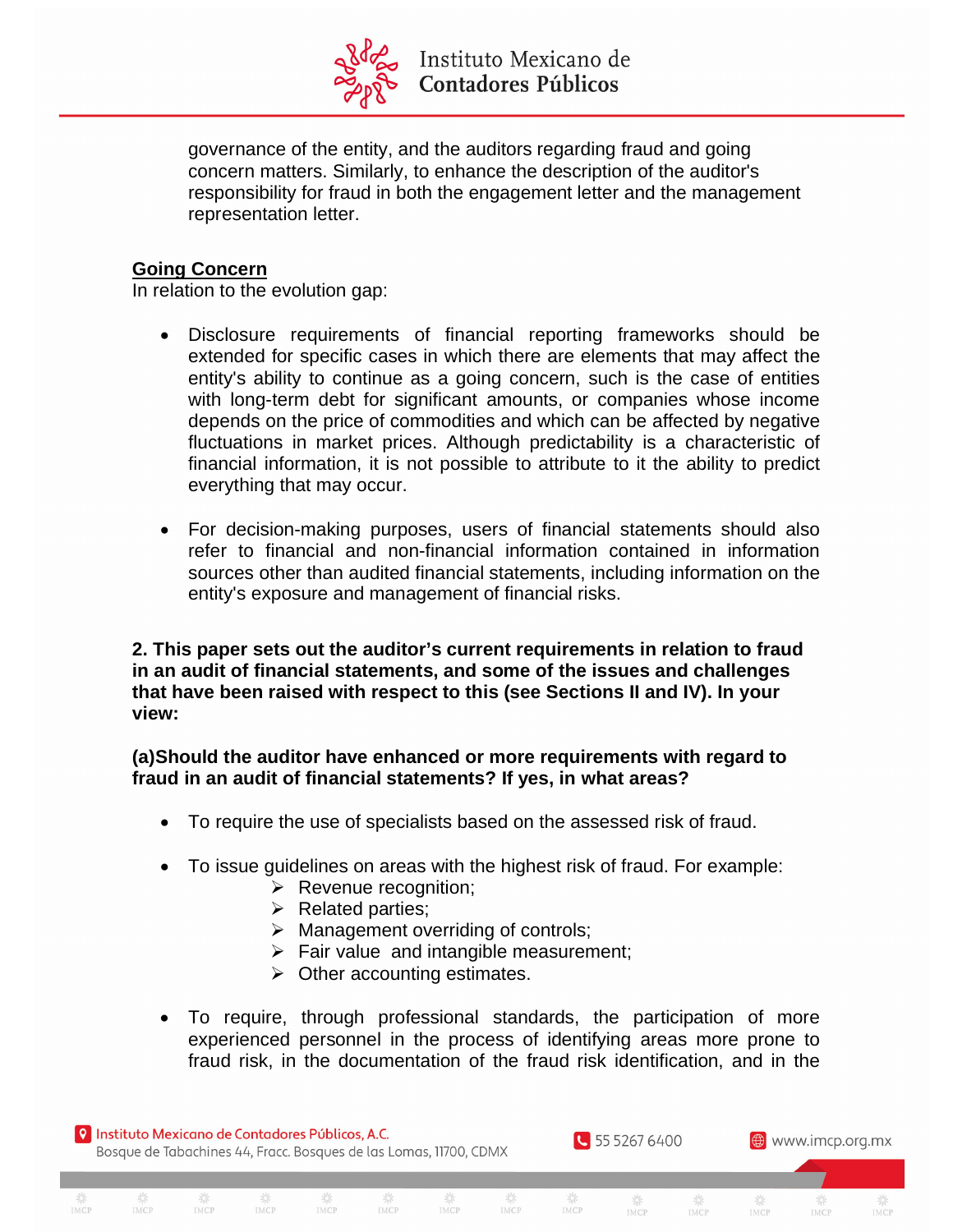governance of the entity, and the auditors regarding fraud and going concern matters. Similarly, to enhance the description of the auditor's responsibility for fraud in both the engagement letter and the management representation letter.

**Going Concern**

In relation to the evolution gap:

- Disclosure requirements of financial reporting frameworks should be extended for specific cases in which there are elements that may affect the entity's ability to continue as a going concern, such is the case of entities with long-term debt for significant amounts, or companies whose income depends on the price of commodities and which can be affected by negative fluctuations in market prices. Although predictability is a characteristic of financial information, it is not possible to attribute to it the ability to predict everything that may occur.

- For decision-making purposes, users of financial statements should also refer to financial and non-financial information contained in information sources other than audited financial statements, including information on the entity's exposure and management of financial risks.

**2. This paper sets out the auditor's current requirements in relation to fraud in an audit of financial statements, and some of the issues and challenges that have been raised with respect to this (see Sections II and IV). In your view:**

**(a)Should the auditor have enhanced or more requirements with regard to fraud in an audit of financial statements? If yes, in what areas?**

- To require the use of specialists based on the assessed risk of fraud.

- To issue guidelines on areas with the highest risk of fraud. For example:
  - Revenue recognition;
  - Related parties;
  - Management overriding of controls;
  - Fair value and intangible measurement;
  - Other accounting estimates.

- To require, through professional standards, the participation of more experienced personnel in the process of identifying areas more prone to fraud risk, in the documentation of the fraud risk identification, and in the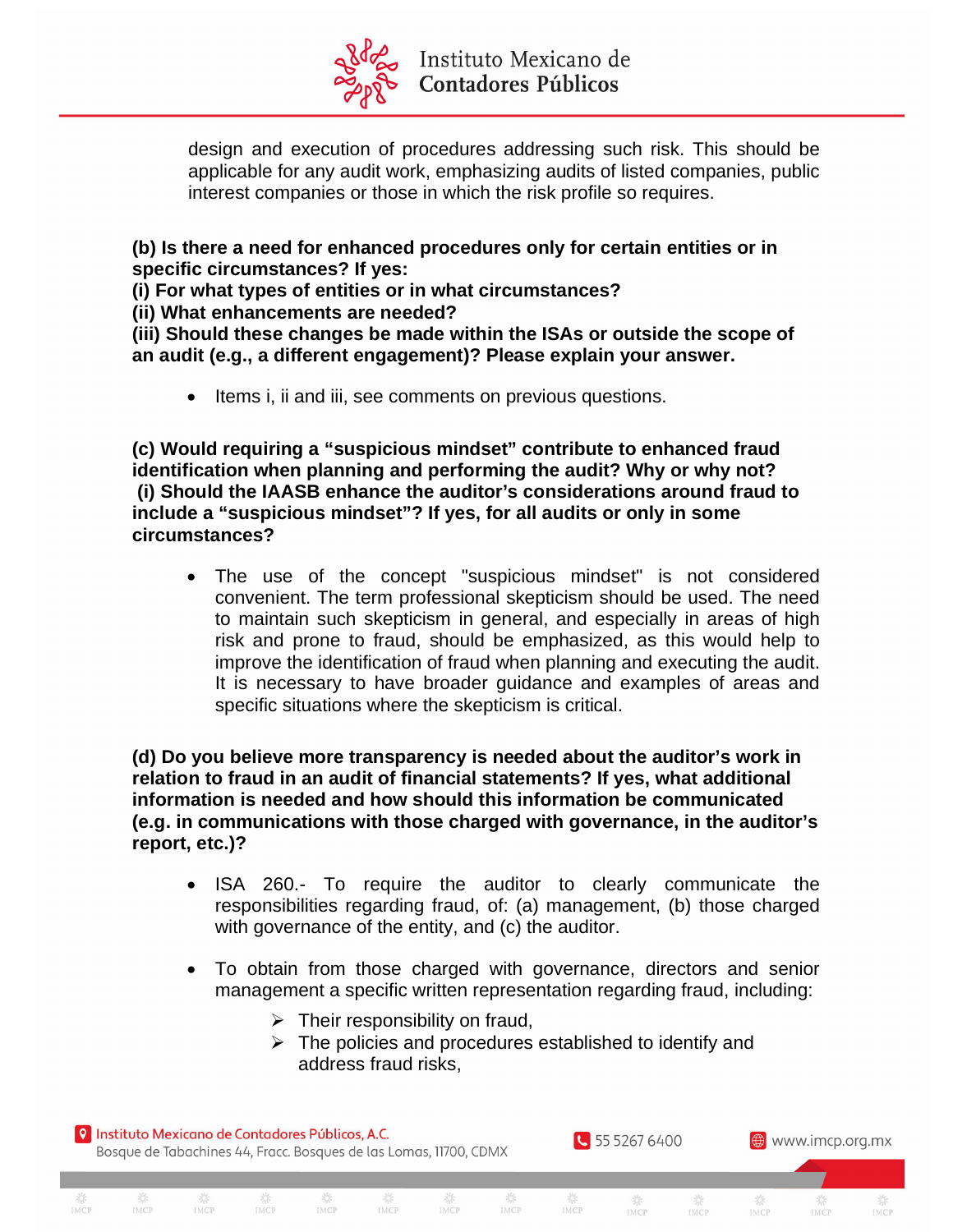design and execution of procedures addressing such risk. This should be applicable for any audit work, emphasizing audits of listed companies, public interest companies or those in which the risk profile so requires.

**(b) Is there a need for enhanced procedures only for certain entities or in specific circumstances? If yes:**
**(i) For what types of entities or in what circumstances?**
**(ii) What enhancements are needed?**
**(iii) Should these changes be made within the ISAs or outside the scope of an audit (e.g., a different engagement)? Please explain your answer.**

- Items i, ii and iii, see comments on previous questions.

**(c) Would requiring a "suspicious mindset" contribute to enhanced fraud identification when planning and performing the audit? Why or why not?**
**(i) Should the IAASB enhance the auditor's considerations around fraud to include a "suspicious mindset"? If yes, for all audits or only in some circumstances?**

- The use of the concept "suspicious mindset" is not considered convenient. The term professional skepticism should be used. The need to maintain such skepticism in general, and especially in areas of high risk and prone to fraud, should be emphasized, as this would help to improve the identification of fraud when planning and executing the audit. It is necessary to have broader guidance and examples of areas and specific situations where the skepticism is critical.

**(d) Do you believe more transparency is needed about the auditor's work in relation to fraud in an audit of financial statements? If yes, what additional information is needed and how should this information be communicated (e.g. in communications with those charged with governance, in the auditor's report, etc.)?**

- ISA 260.- To require the auditor to clearly communicate the responsibilities regarding fraud, of: (a) management, (b) those charged with governance of the entity, and (c) the auditor.

- To obtain from those charged with governance, directors and senior management a specific written representation regarding fraud, including:
  - Their responsibility on fraud,
  - The policies and procedures established to identify and address fraud risks,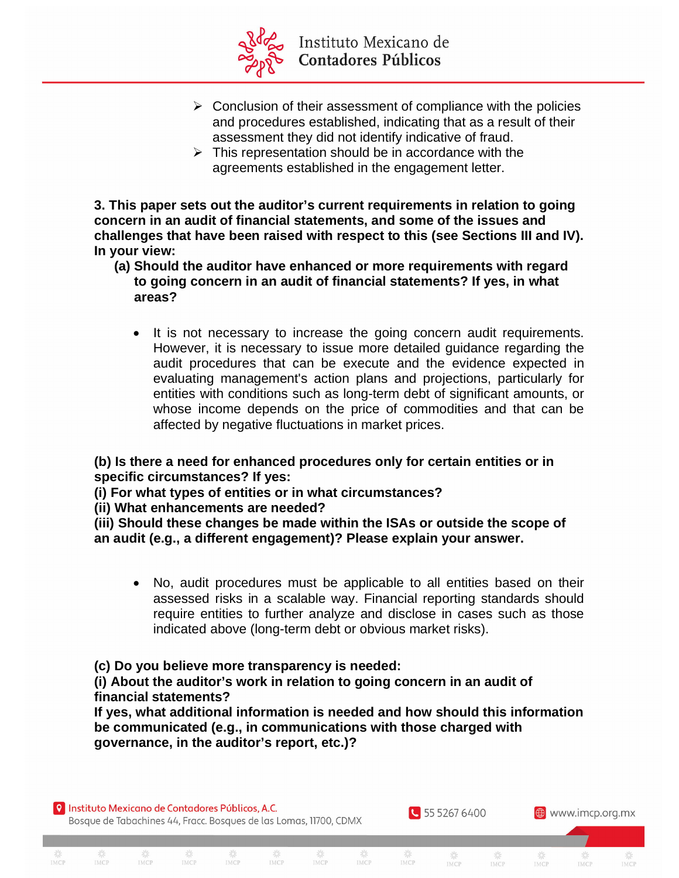- Conclusion of their assessment of compliance with the policies and procedures established, indicating that as a result of their assessment they did not identify indicative of fraud.
- This representation should be in accordance with the agreements established in the engagement letter.

**3. This paper sets out the auditor's current requirements in relation to going concern in an audit of financial statements, and some of the issues and challenges that have been raised with respect to this (see Sections III and IV). In your view:**

**(a) Should the auditor have enhanced or more requirements with regard to going concern in an audit of financial statements? If yes, in what areas?**

- It is not necessary to increase the going concern audit requirements. However, it is necessary to issue more detailed guidance regarding the audit procedures that can be execute and the evidence expected in evaluating management's action plans and projections, particularly for entities with conditions such as long-term debt of significant amounts, or whose income depends on the price of commodities and that can be affected by negative fluctuations in market prices.

**(b) Is there a need for enhanced procedures only for certain entities or in specific circumstances? If yes:**
**(i) For what types of entities or in what circumstances?**
**(ii) What enhancements are needed?**
**(iii) Should these changes be made within the ISAs or outside the scope of an audit (e.g., a different engagement)? Please explain your answer.**

- No, audit procedures must be applicable to all entities based on their assessed risks in a scalable way. Financial reporting standards should require entities to further analyze and disclose in cases such as those indicated above (long-term debt or obvious market risks).

**(c) Do you believe more transparency is needed:**
**(i) About the auditor's work in relation to going concern in an audit of financial statements?**
**If yes, what additional information is needed and how should this information be communicated (e.g., in communications with those charged with governance, in the auditor's report, etc.)?**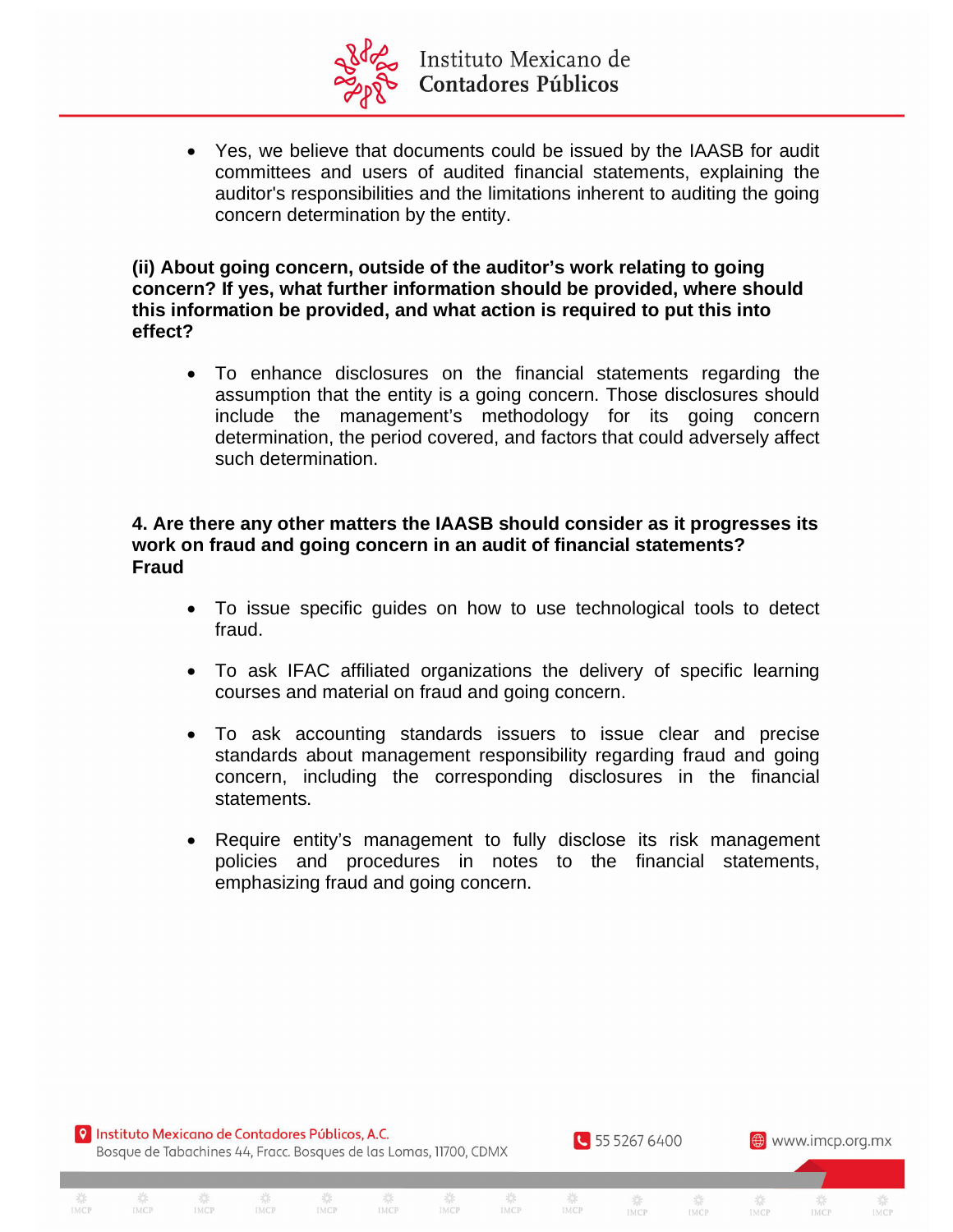- Yes, we believe that documents could be issued by the IAASB for audit committees and users of audited financial statements, explaining the auditor's responsibilities and the limitations inherent to auditing the going concern determination by the entity.

**(ii) About going concern, outside of the auditor's work relating to going concern? If yes, what further information should be provided, where should this information be provided, and what action is required to put this into effect?**

- To enhance disclosures on the financial statements regarding the assumption that the entity is a going concern. Those disclosures should include the management's methodology for its going concern determination, the period covered, and factors that could adversely affect such determination.

**4. Are there any other matters the IAASB should consider as it progresses its work on fraud and going concern in an audit of financial statements?**
**Fraud**

- To issue specific guides on how to use technological tools to detect fraud.

- To ask IFAC affiliated organizations the delivery of specific learning courses and material on fraud and going concern.

- To ask accounting standards issuers to issue clear and precise standards about management responsibility regarding fraud and going concern, including the corresponding disclosures in the financial statements.

- Require entity's management to fully disclose its risk management policies and procedures in notes to the financial statements, emphasizing fraud and going concern.